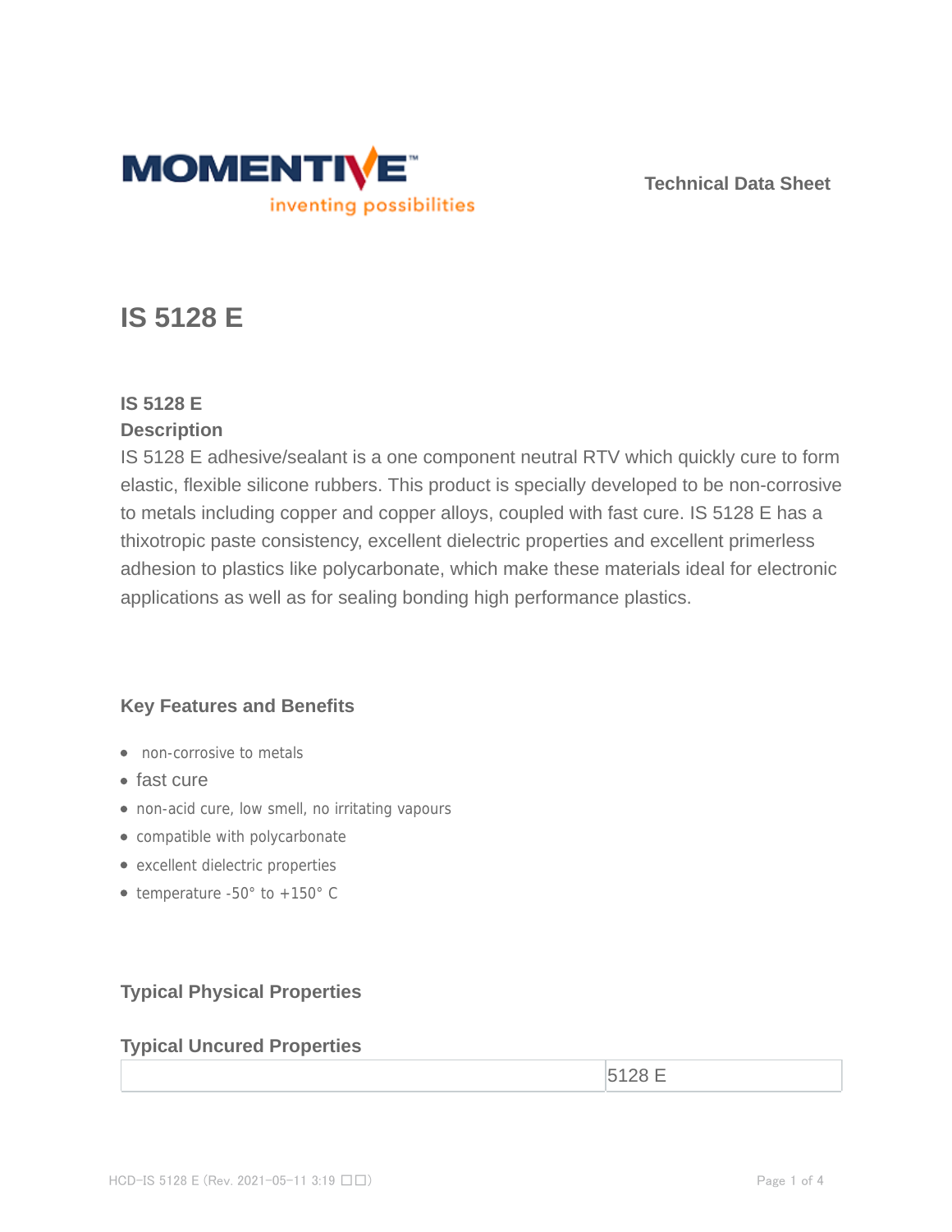Technical Data Sheet

# IS 5128 E

### IS 5128 E

### Description

IS 5128 E adhesive/sealant is a one component neutral RTV which quickly cure to form elastic, flexible silicone rubbers. This product is specially developed to be non-corrosive to metals including copper and copper alloys, coupled with fast cure. IS 5128 E has a thixotropic paste consistency, excellent dielectric properties and excellent primerless adhesion to plastics like polycarbonate, which make these materials ideal for electronic applications as well as for sealing bonding high performance plastics.

## Key Features and Benefits

- non-corrosive to metals
- fast cure
- non-acid cure, low smell, no irritating vapours
- compatible with polycarbonate
- excellent dielectric properties
- temperature -50° to +150° C

## Typical Physical Properties

### Typical Uncured Properties

| | 5128 E |
|---|---|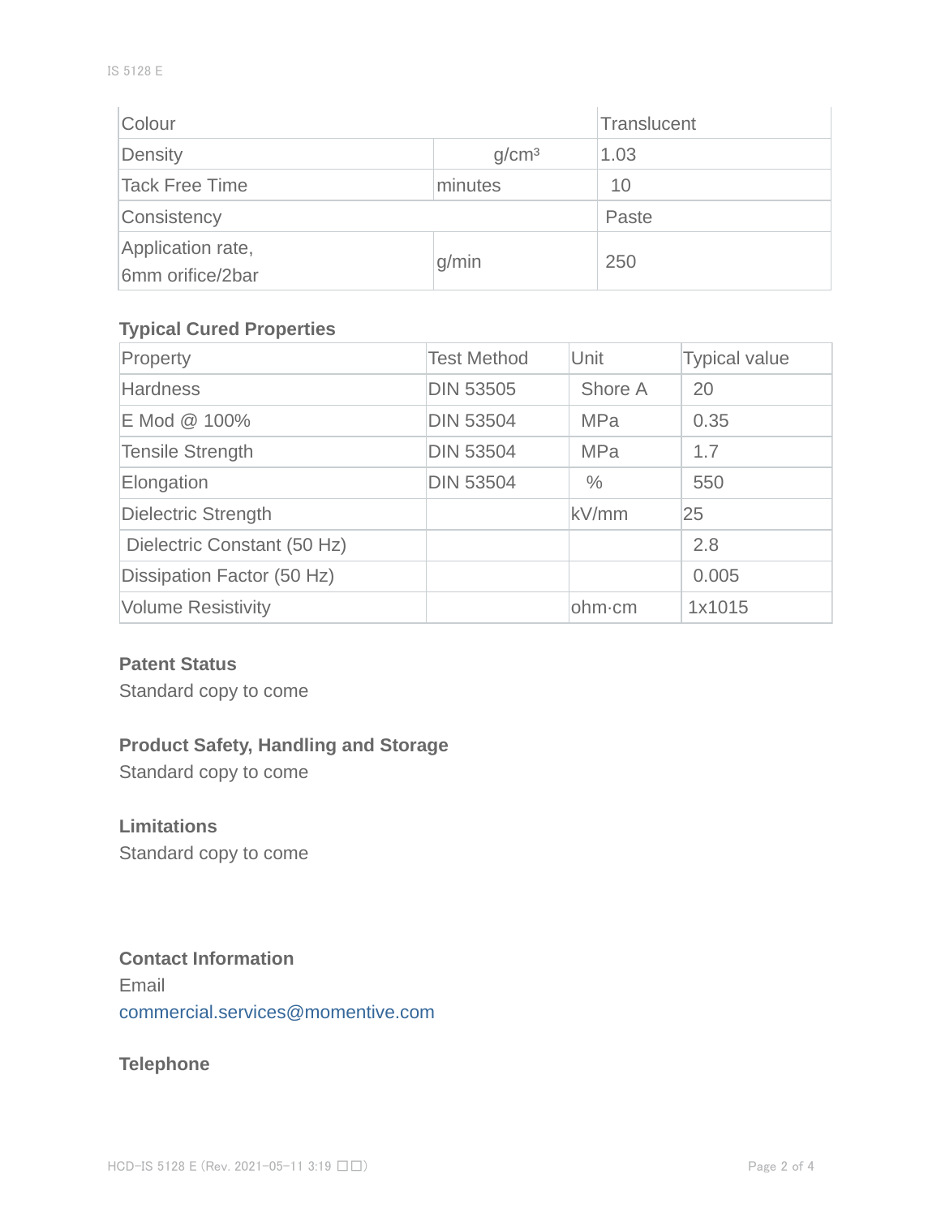| Colour | | Translucent |
|---|---|---|
| Density | $g/cm^3$ | 1.03 |
| Tack Free Time | minutes | 10 |
| Consistency | | Paste |
| Application rate, 6mm orifice/2bar | g/min | 250 |

### Typical Cured Properties

| Property | Test Method | Unit | Typical value |
|---|---|---|---|
| Hardness | DIN 53505 | Shore A | 20 |
| E Mod @ 100% | DIN 53504 | MPa | 0.35 |
| Tensile Strength | DIN 53504 | MPa | 1.7 |
| Elongation | DIN 53504 | % | 550 |
| Dielectric Strength | | kV/mm | 25 |
| Dielectric Constant (50 Hz) | | | 2.8 |
| Dissipation Factor (50 Hz) | | | 0.005 |
| Volume Resistivity | | ohm·cm | 1x1015 |

### Patent Status

Standard copy to come

### Product Safety, Handling and Storage

Standard copy to come

### Limitations

Standard copy to come

### Contact Information

Email

commercial.services@momentive.com

### Telephone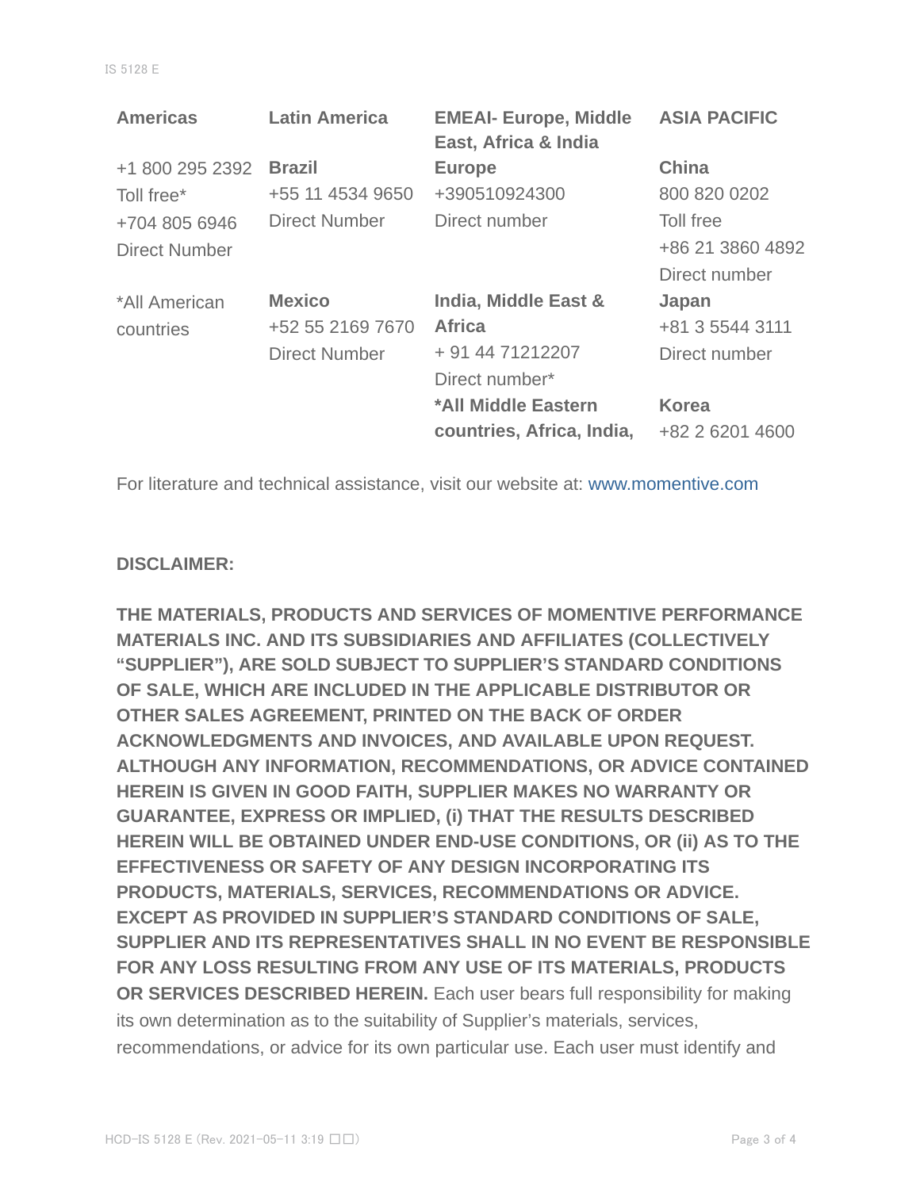| Americas | Latin America | EMEAI- Europe, Middle East, Africa & India | ASIA PACIFIC |
|---|---|---|---|
| +1 800 295 2392<br>Toll free*<br>+704 805 6946<br>Direct Number | **Brazil**<br>+55 11 4534 9650<br>Direct Number | **Europe**<br>+390510924300<br>Direct number | **China**<br>800 820 0202<br>Toll free<br>+86 21 3860 4892<br>Direct number |
| *All American countries | **Mexico**<br>+52 55 2169 7670<br>Direct Number | **India, Middle East & Africa**<br>+ 91 44 71212207<br>Direct number* | **Japan**<br>+81 3 5544 3111<br>Direct number |
| | | ***All Middle Eastern countries, Africa, India,** | **Korea**<br>+82 2 6201 4600 |

For literature and technical assistance, visit our website at: www.momentive.com

**DISCLAIMER:**

**THE MATERIALS, PRODUCTS AND SERVICES OF MOMENTIVE PERFORMANCE MATERIALS INC. AND ITS SUBSIDIARIES AND AFFILIATES (COLLECTIVELY "SUPPLIER"), ARE SOLD SUBJECT TO SUPPLIER'S STANDARD CONDITIONS OF SALE, WHICH ARE INCLUDED IN THE APPLICABLE DISTRIBUTOR OR OTHER SALES AGREEMENT, PRINTED ON THE BACK OF ORDER ACKNOWLEDGMENTS AND INVOICES, AND AVAILABLE UPON REQUEST. ALTHOUGH ANY INFORMATION, RECOMMENDATIONS, OR ADVICE CONTAINED HEREIN IS GIVEN IN GOOD FAITH, SUPPLIER MAKES NO WARRANTY OR GUARANTEE, EXPRESS OR IMPLIED, (i) THAT THE RESULTS DESCRIBED HEREIN WILL BE OBTAINED UNDER END-USE CONDITIONS, OR (ii) AS TO THE EFFECTIVENESS OR SAFETY OF ANY DESIGN INCORPORATING ITS PRODUCTS, MATERIALS, SERVICES, RECOMMENDATIONS OR ADVICE. EXCEPT AS PROVIDED IN SUPPLIER'S STANDARD CONDITIONS OF SALE, SUPPLIER AND ITS REPRESENTATIVES SHALL IN NO EVENT BE RESPONSIBLE FOR ANY LOSS RESULTING FROM ANY USE OF ITS MATERIALS, PRODUCTS OR SERVICES DESCRIBED HEREIN.** Each user bears full responsibility for making its own determination as to the suitability of Supplier's materials, services, recommendations, or advice for its own particular use. Each user must identify and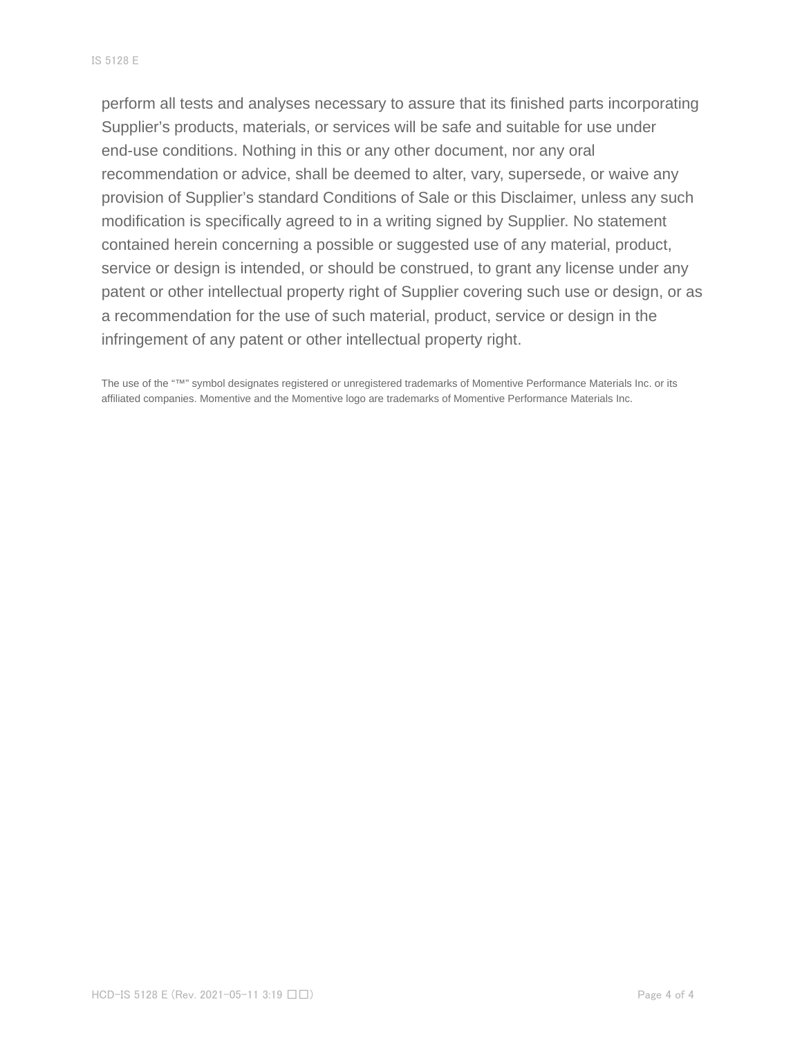perform all tests and analyses necessary to assure that its finished parts incorporating Supplier's products, materials, or services will be safe and suitable for use under end-use conditions. Nothing in this or any other document, nor any oral recommendation or advice, shall be deemed to alter, vary, supersede, or waive any provision of Supplier's standard Conditions of Sale or this Disclaimer, unless any such modification is specifically agreed to in a writing signed by Supplier. No statement contained herein concerning a possible or suggested use of any material, product, service or design is intended, or should be construed, to grant any license under any patent or other intellectual property right of Supplier covering such use or design, or as a recommendation for the use of such material, product, service or design in the infringement of any patent or other intellectual property right.

The use of the "™" symbol designates registered or unregistered trademarks of Momentive Performance Materials Inc. or its affiliated companies. Momentive and the Momentive logo are trademarks of Momentive Performance Materials Inc.